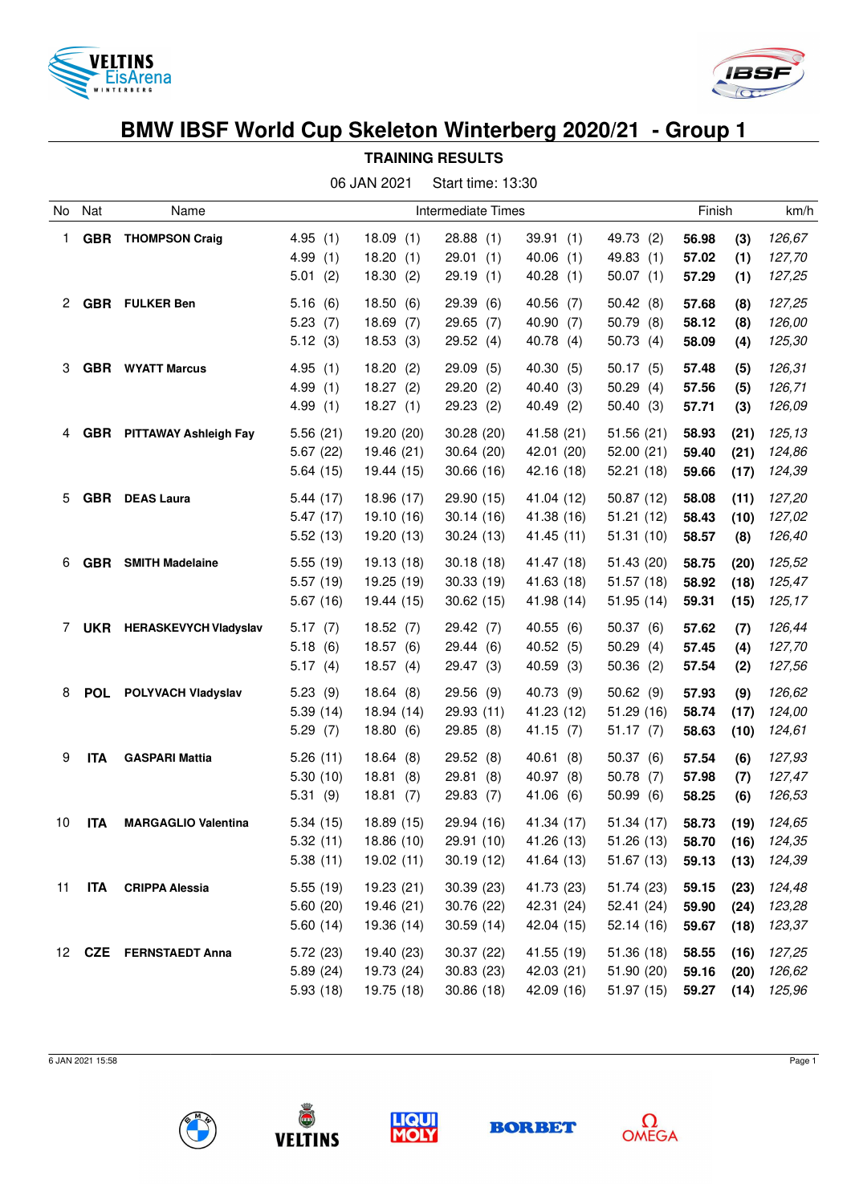# BMW IBSF World Cup Skeleton Winterberg 2020/21 - Group 1

## TRAINING RESULTS

06 JAN 2021 Start time: 13:30

| No | Nat | Name | Intermediate Times | | | | | Finish | | km/h |
|---|---|---|---|---|---|---|---|---|---|---|
| 1 | **GBR** | **THOMPSON Craig** | 4.95 (1) | 18.09 (1) | 28.88 (1) | 39.91 (1) | 49.73 (2) | **56.98** | **(3)** | *126,67* |
| | | | 4.99 (1) | 18.20 (1) | 29.01 (1) | 40.06 (1) | 49.83 (1) | **57.02** | **(1)** | *127,70* |
| | | | 5.01 (2) | 18.30 (2) | 29.19 (1) | 40.28 (1) | 50.07 (1) | **57.29** | **(1)** | *127,25* |
| 2 | **GBR** | **FULKER Ben** | 5.16 (6) | 18.50 (6) | 29.39 (6) | 40.56 (7) | 50.42 (8) | **57.68** | **(8)** | *127,25* |
| | | | 5.23 (7) | 18.69 (7) | 29.65 (7) | 40.90 (7) | 50.79 (8) | **58.12** | **(8)** | *126,00* |
| | | | 5.12 (3) | 18.53 (3) | 29.52 (4) | 40.78 (4) | 50.73 (4) | **58.09** | **(4)** | *125,30* |
| 3 | **GBR** | **WYATT Marcus** | 4.95 (1) | 18.20 (2) | 29.09 (5) | 40.30 (5) | 50.17 (5) | **57.48** | **(5)** | *126,31* |
| | | | 4.99 (1) | 18.27 (2) | 29.20 (2) | 40.40 (3) | 50.29 (4) | **57.56** | **(5)** | *126,71* |
| | | | 4.99 (1) | 18.27 (1) | 29.23 (2) | 40.49 (2) | 50.40 (3) | **57.71** | **(3)** | *126,09* |
| 4 | **GBR** | **PITTAWAY Ashleigh Fay** | 5.56 (21) | 19.20 (20) | 30.28 (20) | 41.58 (21) | 51.56 (21) | **58.93** | **(21)** | *125,13* |
| | | | 5.67 (22) | 19.46 (21) | 30.64 (20) | 42.01 (20) | 52.00 (21) | **59.40** | **(21)** | *124,86* |
| | | | 5.64 (15) | 19.44 (15) | 30.66 (16) | 42.16 (18) | 52.21 (18) | **59.66** | **(17)** | *124,39* |
| 5 | **GBR** | **DEAS Laura** | 5.44 (17) | 18.96 (17) | 29.90 (15) | 41.04 (12) | 50.87 (12) | **58.08** | **(11)** | *127,20* |
| | | | 5.47 (17) | 19.10 (16) | 30.14 (16) | 41.38 (16) | 51.21 (12) | **58.43** | **(10)** | *127,02* |
| | | | 5.52 (13) | 19.20 (13) | 30.24 (13) | 41.45 (11) | 51.31 (10) | **58.57** | **(8)** | *126,40* |
| 6 | **GBR** | **SMITH Madelaine** | 5.55 (19) | 19.13 (18) | 30.18 (18) | 41.47 (18) | 51.43 (20) | **58.75** | **(20)** | *125,52* |
| | | | 5.57 (19) | 19.25 (19) | 30.33 (19) | 41.63 (18) | 51.57 (18) | **58.92** | **(18)** | *125,47* |
| | | | 5.67 (16) | 19.44 (15) | 30.62 (15) | 41.98 (14) | 51.95 (14) | **59.31** | **(15)** | *125,17* |
| 7 | **UKR** | **HERASKEVYCH Vladyslav** | 5.17 (7) | 18.52 (7) | 29.42 (7) | 40.55 (6) | 50.37 (6) | **57.62** | **(7)** | *126,44* |
| | | | 5.18 (6) | 18.57 (6) | 29.44 (6) | 40.52 (5) | 50.29 (4) | **57.45** | **(4)** | *127,70* |
| | | | 5.17 (4) | 18.57 (4) | 29.47 (3) | 40.59 (3) | 50.36 (2) | **57.54** | **(2)** | *127,56* |
| 8 | **POL** | **POLYVACH Vladyslav** | 5.23 (9) | 18.64 (8) | 29.56 (9) | 40.73 (9) | 50.62 (9) | **57.93** | **(9)** | *126,62* |
| | | | 5.39 (14) | 18.94 (14) | 29.93 (11) | 41.23 (12) | 51.29 (16) | **58.74** | **(17)** | *124,00* |
| | | | 5.29 (7) | 18.80 (6) | 29.85 (8) | 41.15 (7) | 51.17 (7) | **58.63** | **(10)** | *124,61* |
| 9 | **ITA** | **GASPARI Mattia** | 5.26 (11) | 18.64 (8) | 29.52 (8) | 40.61 (8) | 50.37 (6) | **57.54** | **(6)** | *127,93* |
| | | | 5.30 (10) | 18.81 (8) | 29.81 (8) | 40.97 (8) | 50.78 (7) | **57.98** | **(7)** | *127,47* |
| | | | 5.31 (9) | 18.81 (7) | 29.83 (7) | 41.06 (6) | 50.99 (6) | **58.25** | **(6)** | *126,53* |
| 10 | **ITA** | **MARGAGLIO Valentina** | 5.34 (15) | 18.89 (15) | 29.94 (16) | 41.34 (17) | 51.34 (17) | **58.73** | **(19)** | *124,65* |
| | | | 5.32 (11) | 18.86 (10) | 29.91 (10) | 41.26 (13) | 51.26 (13) | **58.70** | **(16)** | *124,35* |
| | | | 5.38 (11) | 19.02 (11) | 30.19 (12) | 41.64 (13) | 51.67 (13) | **59.13** | **(13)** | *124,39* |
| 11 | **ITA** | **CRIPPA Alessia** | 5.55 (19) | 19.23 (21) | 30.39 (23) | 41.73 (23) | 51.74 (23) | **59.15** | **(23)** | *124,48* |
| | | | 5.60 (20) | 19.46 (21) | 30.76 (22) | 42.31 (24) | 52.41 (24) | **59.90** | **(24)** | *123,28* |
| | | | 5.60 (14) | 19.36 (14) | 30.59 (14) | 42.04 (15) | 52.14 (16) | **59.67** | **(18)** | *123,37* |
| 12 | **CZE** | **FERNSTAEDT Anna** | 5.72 (23) | 19.40 (23) | 30.37 (22) | 41.55 (19) | 51.36 (18) | **58.55** | **(16)** | *127,25* |
| | | | 5.89 (24) | 19.73 (24) | 30.83 (23) | 42.03 (21) | 51.90 (20) | **59.16** | **(20)** | *126,62* |
| | | | 5.93 (18) | 19.75 (18) | 30.86 (18) | 42.09 (16) | 51.97 (15) | **59.27** | **(14)** | *125,96* |

6 JAN 2021 15:58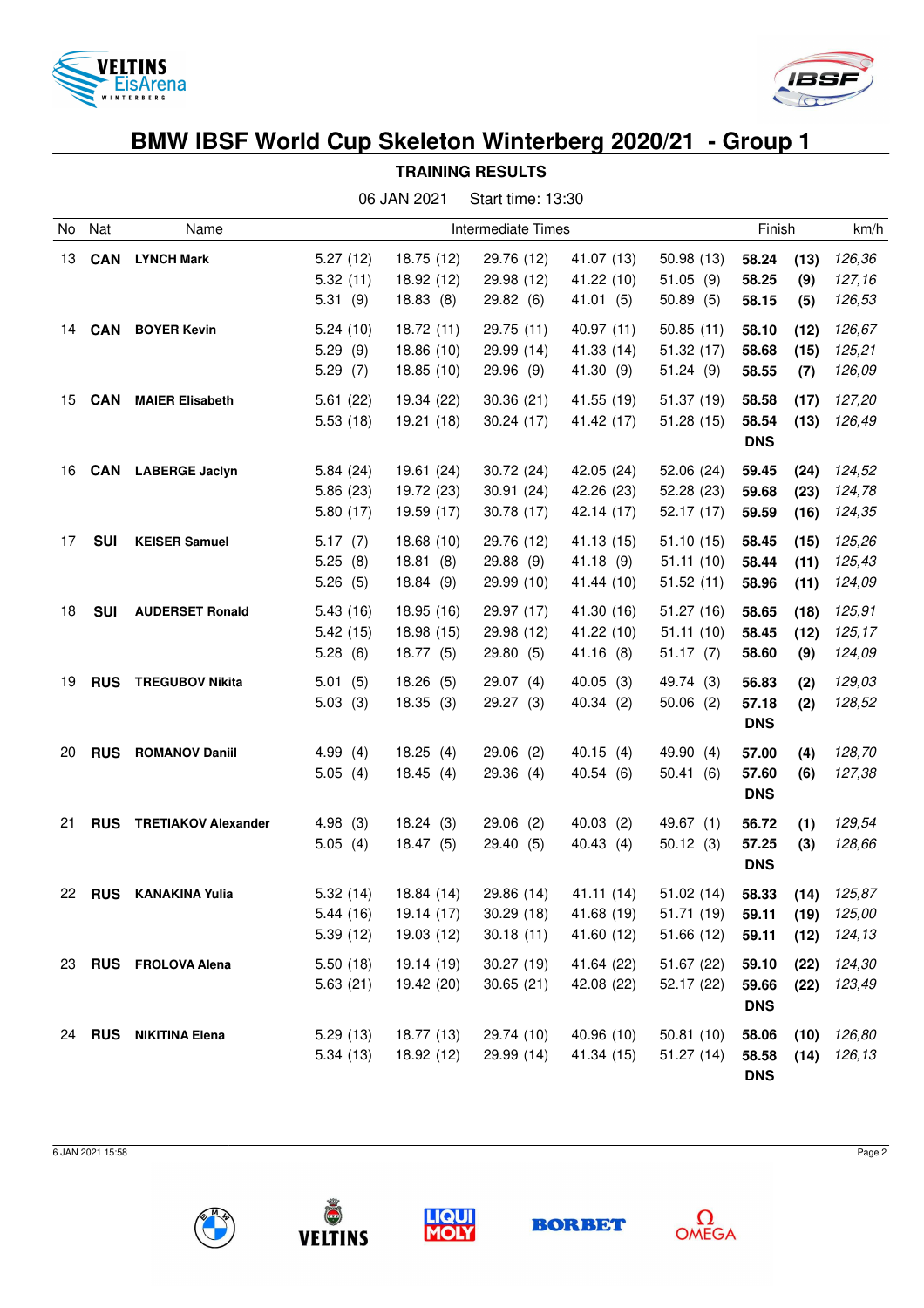# BMW IBSF World Cup Skeleton Winterberg 2020/21 - Group 1

## TRAINING RESULTS

06 JAN 2021 Start time: 13:30

| No | Nat | Name | Intermediate Times | | | | | Finish | | km/h |
|---|---|---|---|---|---|---|---|---|---|---|
| 13 | **CAN** | **LYNCH Mark** | 5.27 (12) | 18.75 (12) | 29.76 (12) | 41.07 (13) | 50.98 (13) | **58.24** | **(13)** | *126,36* |
| | | | 5.32 (11) | 18.92 (12) | 29.98 (12) | 41.22 (10) | 51.05 (9) | **58.25** | **(9)** | *127,16* |
| | | | 5.31 (9) | 18.83 (8) | 29.82 (6) | 41.01 (5) | 50.89 (5) | **58.15** | **(5)** | *126,53* |
| 14 | **CAN** | **BOYER Kevin** | 5.24 (10) | 18.72 (11) | 29.75 (11) | 40.97 (11) | 50.85 (11) | **58.10** | **(12)** | *126,67* |
| | | | 5.29 (9) | 18.86 (10) | 29.99 (14) | 41.33 (14) | 51.32 (17) | **58.68** | **(15)** | *125,21* |
| | | | 5.29 (7) | 18.85 (10) | 29.96 (9) | 41.30 (9) | 51.24 (9) | **58.55** | **(7)** | *126,09* |
| 15 | **CAN** | **MAIER Elisabeth** | 5.61 (22) | 19.34 (22) | 30.36 (21) | 41.55 (19) | 51.37 (19) | **58.58** | **(17)** | *127,20* |
| | | | 5.53 (18) | 19.21 (18) | 30.24 (17) | 41.42 (17) | 51.28 (15) | **58.54** | **(13)** | *126,49* |
| | | | | | | | | **DNS** | | |
| 16 | **CAN** | **LABERGE Jaclyn** | 5.84 (24) | 19.61 (24) | 30.72 (24) | 42.05 (24) | 52.06 (24) | **59.45** | **(24)** | *124,52* |
| | | | 5.86 (23) | 19.72 (23) | 30.91 (24) | 42.26 (23) | 52.28 (23) | **59.68** | **(23)** | *124,78* |
| | | | 5.80 (17) | 19.59 (17) | 30.78 (17) | 42.14 (17) | 52.17 (17) | **59.59** | **(16)** | *124,35* |
| 17 | **SUI** | **KEISER Samuel** | 5.17 (7) | 18.68 (10) | 29.76 (12) | 41.13 (15) | 51.10 (15) | **58.45** | **(15)** | *125,26* |
| | | | 5.25 (8) | 18.81 (8) | 29.88 (9) | 41.18 (9) | 51.11 (10) | **58.44** | **(11)** | *125,43* |
| | | | 5.26 (5) | 18.84 (9) | 29.99 (10) | 41.44 (10) | 51.52 (11) | **58.96** | **(11)** | *124,09* |
| 18 | **SUI** | **AUDERSET Ronald** | 5.43 (16) | 18.95 (16) | 29.97 (17) | 41.30 (16) | 51.27 (16) | **58.65** | **(18)** | *125,91* |
| | | | 5.42 (15) | 18.98 (15) | 29.98 (12) | 41.22 (10) | 51.11 (10) | **58.45** | **(12)** | *125,17* |
| | | | 5.28 (6) | 18.77 (5) | 29.80 (5) | 41.16 (8) | 51.17 (7) | **58.60** | **(9)** | *124,09* |
| 19 | **RUS** | **TREGUBOV Nikita** | 5.01 (5) | 18.26 (5) | 29.07 (4) | 40.05 (3) | 49.74 (3) | **56.83** | **(2)** | *129,03* |
| | | | 5.03 (3) | 18.35 (3) | 29.27 (3) | 40.34 (2) | 50.06 (2) | **57.18** | **(2)** | *128,52* |
| | | | | | | | | **DNS** | | |
| 20 | **RUS** | **ROMANOV Daniil** | 4.99 (4) | 18.25 (4) | 29.06 (2) | 40.15 (4) | 49.90 (4) | **57.00** | **(4)** | *128,70* |
| | | | 5.05 (4) | 18.45 (4) | 29.36 (4) | 40.54 (6) | 50.41 (6) | **57.60** | **(6)** | *127,38* |
| | | | | | | | | **DNS** | | |
| 21 | **RUS** | **TRETIAKOV Alexander** | 4.98 (3) | 18.24 (3) | 29.06 (2) | 40.03 (2) | 49.67 (1) | **56.72** | **(1)** | *129,54* |
| | | | 5.05 (4) | 18.47 (5) | 29.40 (5) | 40.43 (4) | 50.12 (3) | **57.25** | **(3)** | *128,66* |
| | | | | | | | | **DNS** | | |
| 22 | **RUS** | **KANAKINA Yulia** | 5.32 (14) | 18.84 (14) | 29.86 (14) | 41.11 (14) | 51.02 (14) | **58.33** | **(14)** | *125,87* |
| | | | 5.44 (16) | 19.14 (17) | 30.29 (18) | 41.68 (19) | 51.71 (19) | **59.11** | **(19)** | *125,00* |
| | | | 5.39 (12) | 19.03 (12) | 30.18 (11) | 41.60 (12) | 51.66 (12) | **59.11** | **(12)** | *124,13* |
| 23 | **RUS** | **FROLOVA Alena** | 5.50 (18) | 19.14 (19) | 30.27 (19) | 41.64 (22) | 51.67 (22) | **59.10** | **(22)** | *124,30* |
| | | | 5.63 (21) | 19.42 (20) | 30.65 (21) | 42.08 (22) | 52.17 (22) | **59.66** | **(22)** | *123,49* |
| | | | | | | | | **DNS** | | |
| 24 | **RUS** | **NIKITINA Elena** | 5.29 (13) | 18.77 (13) | 29.74 (10) | 40.96 (10) | 50.81 (10) | **58.06** | **(10)** | *126,80* |
| | | | 5.34 (13) | 18.92 (12) | 29.99 (14) | 41.34 (15) | 51.27 (14) | **58.58** | **(14)** | *126,13* |
| | | | | | | | | **DNS** | | |

6 JAN 2021 15:58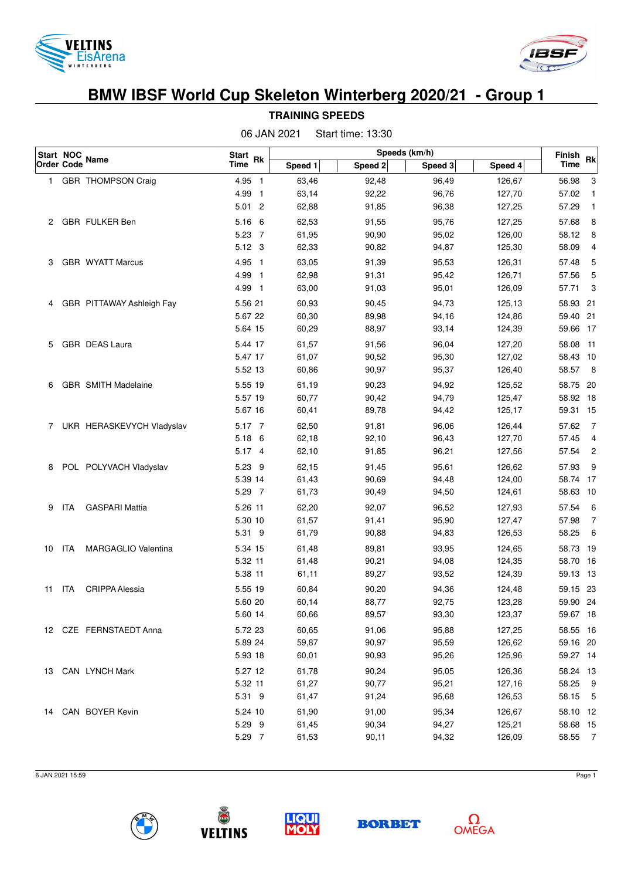# BMW IBSF World Cup Skeleton Winterberg 2020/21 - Group 1

## TRAINING SPEEDS

06 JAN 2021 Start time: 13:30

| Start Order | NOC Code | Name | Start Time | Rk | Speed 1 | Speed 2 | Speed 3 | Speed 4 | Finish Time | Rk |
|---|---|---|---|---|---|---|---|---|---|---|
| | | | | | Speeds (km/h) | | | | | |
| 1 | GBR | THOMPSON Craig | 4.95 | 1 | 63,46 | 92,48 | 96,49 | 126,67 | 56.98 | 3 |
| | | | 4.99 | 1 | 63,14 | 92,22 | 96,76 | 127,70 | 57.02 | 1 |
| | | | 5.01 | 2 | 62,88 | 91,85 | 96,38 | 127,25 | 57.29 | 1 |
| 2 | GBR | FULKER Ben | 5.16 | 6 | 62,53 | 91,55 | 95,76 | 127,25 | 57.68 | 8 |
| | | | 5.23 | 7 | 61,95 | 90,90 | 95,02 | 126,00 | 58.12 | 8 |
| | | | 5.12 | 3 | 62,33 | 90,82 | 94,87 | 125,30 | 58.09 | 4 |
| 3 | GBR | WYATT Marcus | 4.95 | 1 | 63,05 | 91,39 | 95,53 | 126,31 | 57.48 | 5 |
| | | | 4.99 | 1 | 62,98 | 91,31 | 95,42 | 126,71 | 57.56 | 5 |
| | | | 4.99 | 1 | 63,00 | 91,03 | 95,01 | 126,09 | 57.71 | 3 |
| 4 | GBR | PITTAWAY Ashleigh Fay | 5.56 | 21 | 60,93 | 90,45 | 94,73 | 125,13 | 58.93 | 21 |
| | | | 5.67 | 22 | 60,30 | 89,98 | 94,16 | 124,86 | 59.40 | 21 |
| | | | 5.64 | 15 | 60,29 | 88,97 | 93,14 | 124,39 | 59.66 | 17 |
| 5 | GBR | DEAS Laura | 5.44 | 17 | 61,57 | 91,56 | 96,04 | 127,20 | 58.08 | 11 |
| | | | 5.47 | 17 | 61,07 | 90,52 | 95,30 | 127,02 | 58.43 | 10 |
| | | | 5.52 | 13 | 60,86 | 90,97 | 95,37 | 126,40 | 58.57 | 8 |
| 6 | GBR | SMITH Madelaine | 5.55 | 19 | 61,19 | 90,23 | 94,92 | 125,52 | 58.75 | 20 |
| | | | 5.57 | 19 | 60,77 | 90,42 | 94,79 | 125,47 | 58.92 | 18 |
| | | | 5.67 | 16 | 60,41 | 89,78 | 94,42 | 125,17 | 59.31 | 15 |
| 7 | UKR | HERASKEVYCH Vladyslav | 5.17 | 7 | 62,50 | 91,81 | 96,06 | 126,44 | 57.62 | 7 |
| | | | 5.18 | 6 | 62,18 | 92,10 | 96,43 | 127,70 | 57.45 | 4 |
| | | | 5.17 | 4 | 62,10 | 91,85 | 96,21 | 127,56 | 57.54 | 2 |
| 8 | POL | POLYVACH Vladyslav | 5.23 | 9 | 62,15 | 91,45 | 95,61 | 126,62 | 57.93 | 9 |
| | | | 5.39 | 14 | 61,43 | 90,69 | 94,48 | 124,00 | 58.74 | 17 |
| | | | 5.29 | 7 | 61,73 | 90,49 | 94,50 | 124,61 | 58.63 | 10 |
| 9 | ITA | GASPARI Mattia | 5.26 | 11 | 62,20 | 92,07 | 96,52 | 127,93 | 57.54 | 6 |
| | | | 5.30 | 10 | 61,57 | 91,41 | 95,90 | 127,47 | 57.98 | 7 |
| | | | 5.31 | 9 | 61,79 | 90,88 | 94,83 | 126,53 | 58.25 | 6 |
| 10 | ITA | MARGAGLIO Valentina | 5.34 | 15 | 61,48 | 89,81 | 93,95 | 124,65 | 58.73 | 19 |
| | | | 5.32 | 11 | 61,48 | 90,21 | 94,08 | 124,35 | 58.70 | 16 |
| | | | 5.38 | 11 | 61,11 | 89,27 | 93,52 | 124,39 | 59.13 | 13 |
| 11 | ITA | CRIPPA Alessia | 5.55 | 19 | 60,84 | 90,20 | 94,36 | 124,48 | 59.15 | 23 |
| | | | 5.60 | 20 | 60,14 | 88,77 | 92,75 | 123,28 | 59.90 | 24 |
| | | | 5.60 | 14 | 60,66 | 89,57 | 93,30 | 123,37 | 59.67 | 18 |
| 12 | CZE | FERNSTAEDT Anna | 5.72 | 23 | 60,65 | 91,06 | 95,88 | 127,25 | 58.55 | 16 |
| | | | 5.89 | 24 | 59,87 | 90,97 | 95,59 | 126,62 | 59.16 | 20 |
| | | | 5.93 | 18 | 60,01 | 90,93 | 95,26 | 125,96 | 59.27 | 14 |
| 13 | CAN | LYNCH Mark | 5.27 | 12 | 61,78 | 90,24 | 95,05 | 126,36 | 58.24 | 13 |
| | | | 5.32 | 11 | 61,27 | 90,77 | 95,21 | 127,16 | 58.25 | 9 |
| | | | 5.31 | 9 | 61,47 | 91,24 | 95,68 | 126,53 | 58.15 | 5 |
| 14 | CAN | BOYER Kevin | 5.24 | 10 | 61,90 | 91,00 | 95,34 | 126,67 | 58.10 | 12 |
| | | | 5.29 | 9 | 61,45 | 90,34 | 94,27 | 125,21 | 58.68 | 15 |
| | | | 5.29 | 7 | 61,53 | 90,11 | 94,32 | 126,09 | 58.55 | 7 |

6 JAN 2021 15:59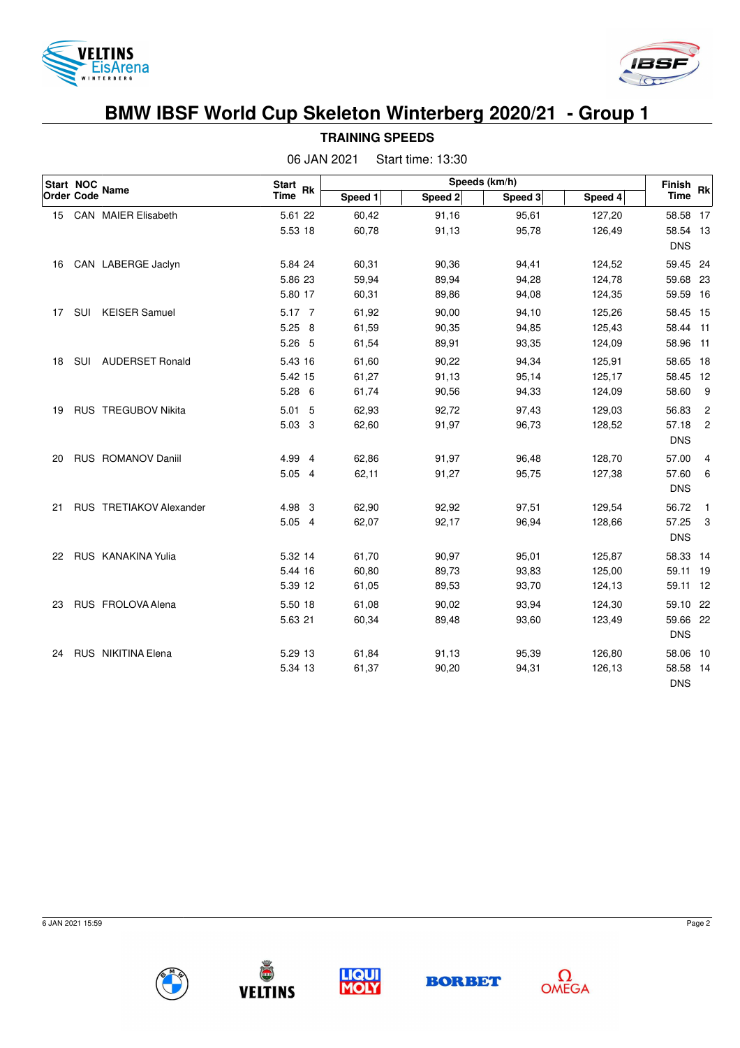# BMW IBSF World Cup Skeleton Winterberg 2020/21 - Group 1

## TRAINING SPEEDS

06 JAN 2021 Start time: 13:30

| Start Order | NOC Code | Name | Start Time | Rk | Speed 1 | Speed 2 | Speed 3 | Speed 4 | Finish Time | Rk |
|---|---|---|---|---|---|---|---|---|---|---|
| 15 | CAN | MAIER Elisabeth | 5.61 | 22 | 60,42 | 91,16 | 95,61 | 127,20 | 58.58 | 17 |
| | | | 5.53 | 18 | 60,78 | 91,13 | 95,78 | 126,49 | 58.54 | 13 |
| | | | | | | | | | DNS | |
| 16 | CAN | LABERGE Jaclyn | 5.84 | 24 | 60,31 | 90,36 | 94,41 | 124,52 | 59.45 | 24 |
| | | | 5.86 | 23 | 59,94 | 89,94 | 94,28 | 124,78 | 59.68 | 23 |
| | | | 5.80 | 17 | 60,31 | 89,86 | 94,08 | 124,35 | 59.59 | 16 |
| 17 | SUI | KEISER Samuel | 5.17 | 7 | 61,92 | 90,00 | 94,10 | 125,26 | 58.45 | 15 |
| | | | 5.25 | 8 | 61,59 | 90,35 | 94,85 | 125,43 | 58.44 | 11 |
| | | | 5.26 | 5 | 61,54 | 89,91 | 93,35 | 124,09 | 58.96 | 11 |
| 18 | SUI | AUDERSET Ronald | 5.43 | 16 | 61,60 | 90,22 | 94,34 | 125,91 | 58.65 | 18 |
| | | | 5.42 | 15 | 61,27 | 91,13 | 95,14 | 125,17 | 58.45 | 12 |
| | | | 5.28 | 6 | 61,74 | 90,56 | 94,33 | 124,09 | 58.60 | 9 |
| 19 | RUS | TREGUBOV Nikita | 5.01 | 5 | 62,93 | 92,72 | 97,43 | 129,03 | 56.83 | 2 |
| | | | 5.03 | 3 | 62,60 | 91,97 | 96,73 | 128,52 | 57.18 | 2 |
| | | | | | | | | | DNS | |
| 20 | RUS | ROMANOV Daniil | 4.99 | 4 | 62,86 | 91,97 | 96,48 | 128,70 | 57.00 | 4 |
| | | | 5.05 | 4 | 62,11 | 91,27 | 95,75 | 127,38 | 57.60 | 6 |
| | | | | | | | | | DNS | |
| 21 | RUS | TRETIAKOV Alexander | 4.98 | 3 | 62,90 | 92,92 | 97,51 | 129,54 | 56.72 | 1 |
| | | | 5.05 | 4 | 62,07 | 92,17 | 96,94 | 128,66 | 57.25 | 3 |
| | | | | | | | | | DNS | |
| 22 | RUS | KANAKINA Yulia | 5.32 | 14 | 61,70 | 90,97 | 95,01 | 125,87 | 58.33 | 14 |
| | | | 5.44 | 16 | 60,80 | 89,73 | 93,83 | 125,00 | 59.11 | 19 |
| | | | 5.39 | 12 | 61,05 | 89,53 | 93,70 | 124,13 | 59.11 | 12 |
| 23 | RUS | FROLOVA Alena | 5.50 | 18 | 61,08 | 90,02 | 93,94 | 124,30 | 59.10 | 22 |
| | | | 5.63 | 21 | 60,34 | 89,48 | 93,60 | 123,49 | 59.66 | 22 |
| | | | | | | | | | DNS | |
| 24 | RUS | NIKITINA Elena | 5.29 | 13 | 61,84 | 91,13 | 95,39 | 126,80 | 58.06 | 10 |
| | | | 5.34 | 13 | 61,37 | 90,20 | 94,31 | 126,13 | 58.58 | 14 |
| | | | | | | | | | DNS | |

6 JAN 2021 15:59